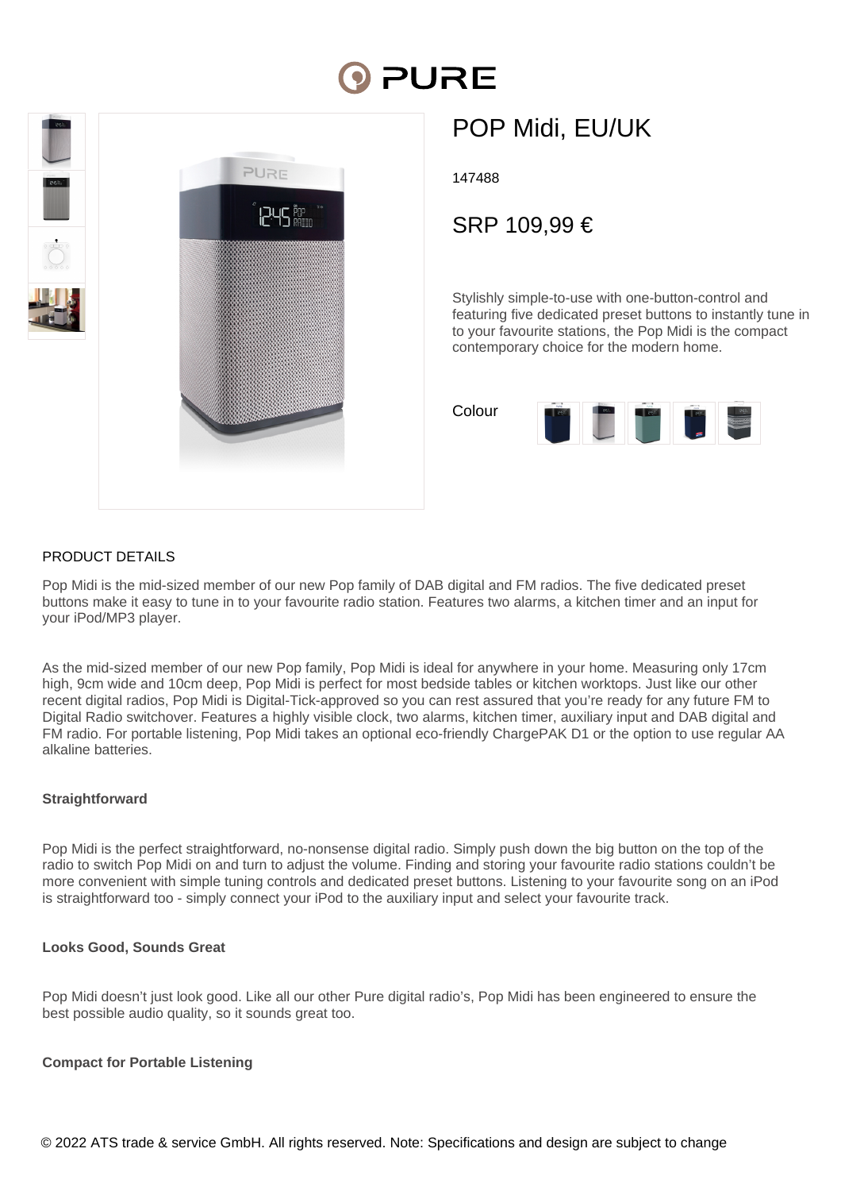# POP Midi, EU/UK

147488

SRP 109,99 €

Stylishly simple-to-use with one-button-control and featuring five dedicated preset buttons to instantly tune in to your favourite stations, the Pop Midi is the compact contemporary choice for the modern home.

Colour

## PRODUCT DETAILS

Pop Midi is the mid-sized member of our new Pop family of DAB digital and FM radios. The five dedicated preset buttons make it easy to tune in to your favourite radio station. Features two alarms, a kitchen timer and an input for your iPod/MP3 player.

As the mid-sized member of our new Pop family, Pop Midi is ideal for anywhere in your home. Measuring only 17cm high, 9cm wide and 10cm deep, Pop Midi is perfect for most bedside tables or kitchen worktops. Just like our other recent digital radios, Pop Midi is Digital-Tick-approved so you can rest assured that you're ready for any future FM to Digital Radio switchover. Features a highly visible clock, two alarms, kitchen timer, auxiliary input and DAB digital and FM radio. For portable listening, Pop Midi takes an optional eco-friendly ChargePAK D1 or the option to use regular AA alkaline batteries.

**Straightforward**

Pop Midi is the perfect straightforward, no-nonsense digital radio. Simply push down the big button on the top of the radio to switch Pop Midi on and turn to adjust the volume. Finding and storing your favourite radio stations couldn't be more convenient with simple tuning controls and dedicated preset buttons. Listening to your favourite song on an iPod is straightforward too - simply connect your iPod to the auxiliary input and select your favourite track.

**Looks Good, Sounds Great**

Pop Midi doesn't just look good. Like all our other Pure digital radio's, Pop Midi has been engineered to ensure the best possible audio quality, so it sounds great too.

**Compact for Portable Listening**

© 2022 ATS trade & service GmbH. All rights reserved. Note: Specifications and design are subject to change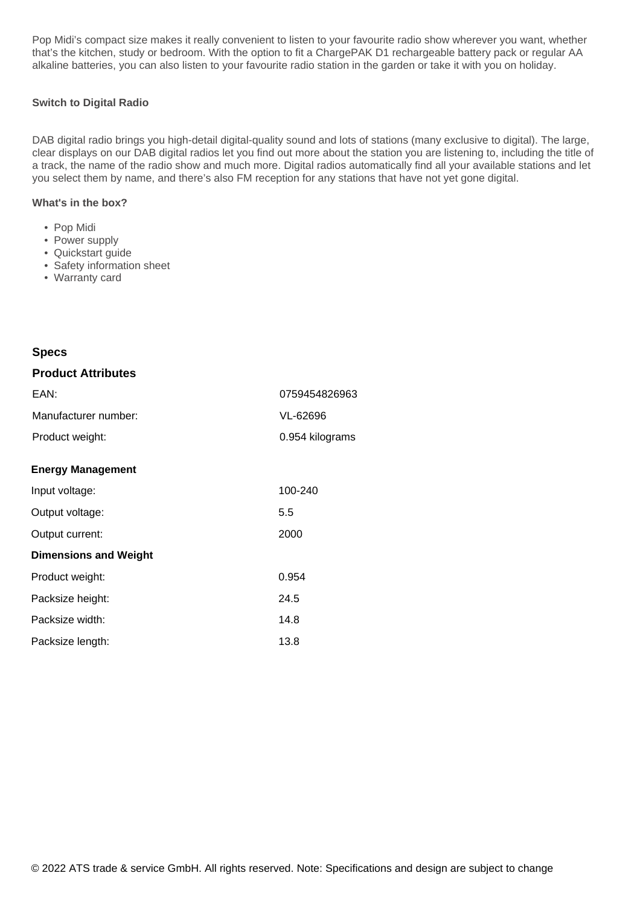Pop Midi's compact size makes it really convenient to listen to your favourite radio show wherever you want, whether that's the kitchen, study or bedroom. With the option to fit a ChargePAK D1 rechargeable battery pack or regular AA alkaline batteries, you can also listen to your favourite radio station in the garden or take it with you on holiday.

**Switch to Digital Radio**

DAB digital radio brings you high-detail digital-quality sound and lots of stations (many exclusive to digital). The large, clear displays on our DAB digital radios let you find out more about the station you are listening to, including the title of a track, the name of the radio show and much more. Digital radios automatically find all your available stations and let you select them by name, and there's also FM reception for any stations that have not yet gone digital.

**What's in the box?**

- Pop Midi
- Power supply
- Quickstart guide
- Safety information sheet
- Warranty card

## Specs

### Product Attributes

| | |
|---|---|
| EAN: | 0759454826963 |
| Manufacturer number: | VL-62696 |
| Product weight: | 0.954 kilograms |

### Energy Management

| | |
|---|---|
| Input voltage: | 100-240 |
| Output voltage: | 5.5 |
| Output current: | 2000 |

### Dimensions and Weight

| | |
|---|---|
| Product weight: | 0.954 |
| Packsize height: | 24.5 |
| Packsize width: | 14.8 |
| Packsize length: | 13.8 |

© 2022 ATS trade & service GmbH. All rights reserved. Note: Specifications and design are subject to change